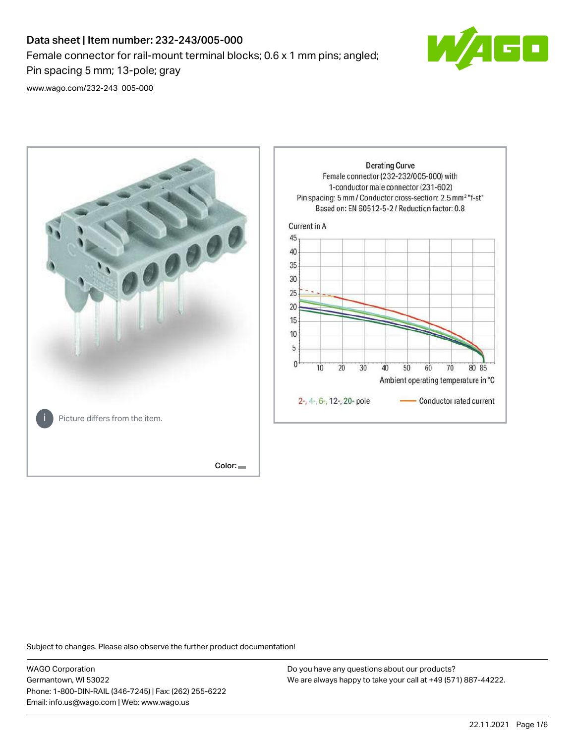# Data sheet | Item number: 232-243/005-000

Female connector for rail-mount terminal blocks; 0.6 x 1 mm pins; angled; Pin spacing 5 mm; 13-pole; gray

www.wago.com/232-243_005-000

Picture differs from the item.

Color:

Derating Curve
Female connector (232-232/005-000) with
1-conductor male connector (231-602)
Pin spacing: 5 mm / Conductor cross-section: 2.5 mm² "f-st"
Based on: EN 60512-5-2 / Reduction factor: 0.8

Current in A

45
40
35
30
25
20
15
10
5
0

10 20 30 40 50 60 70 80 85

Ambient operating temperature in °C

2-, 4-, 6-, 12-, 20- pole

Conductor rated current

Subject to changes. Please also observe the further product documentation!

WAGO Corporation
Germantown, WI 53022
Phone: 1-800-DIN-RAIL (346-7245) | Fax: (262) 255-6222
Email: info.us@wago.com | Web: www.wago.us

Do you have any questions about our products?
We are always happy to take your call at +49 (571) 887-44222.

22.11.2021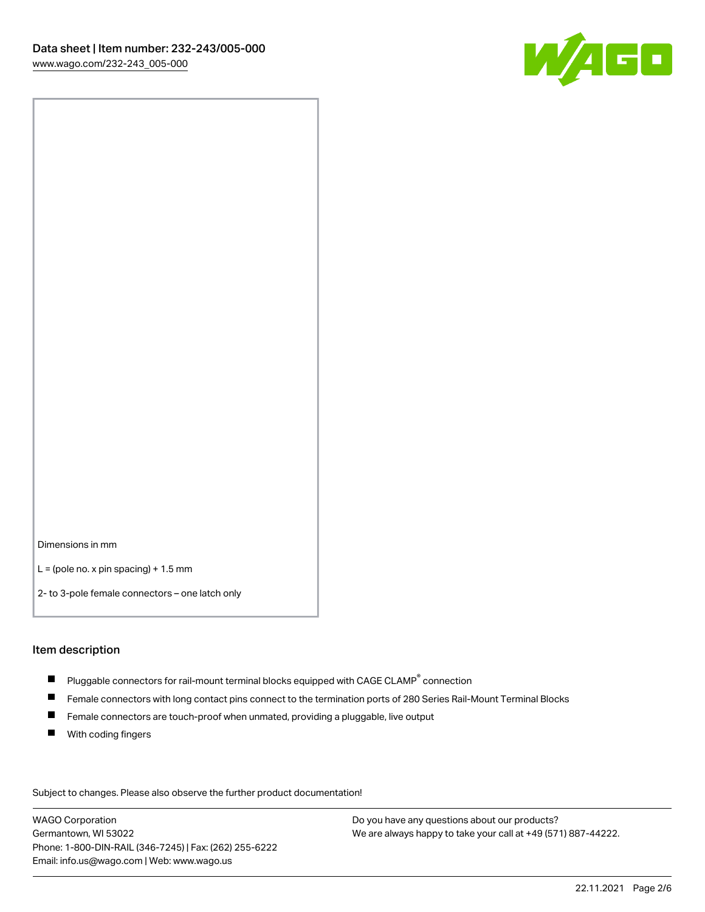Dimensions in mm

L = (pole no. x pin spacing) + 1.5 mm

2- to 3-pole female connectors – one latch only

## Item description

- Pluggable connectors for rail-mount terminal blocks equipped with CAGE CLAMP® connection
- Female connectors with long contact pins connect to the termination ports of 280 Series Rail-Mount Terminal Blocks
- Female connectors are touch-proof when unmated, providing a pluggable, live output
- With coding fingers

Subject to changes. Please also observe the further product documentation!

WAGO Corporation
Germantown, WI 53022
Phone: 1-800-DIN-RAIL (346-7245) | Fax: (262) 255-6222
Email: info.us@wago.com | Web: www.wago.us

Do you have any questions about our products?
We are always happy to take your call at +49 (571) 887-44222.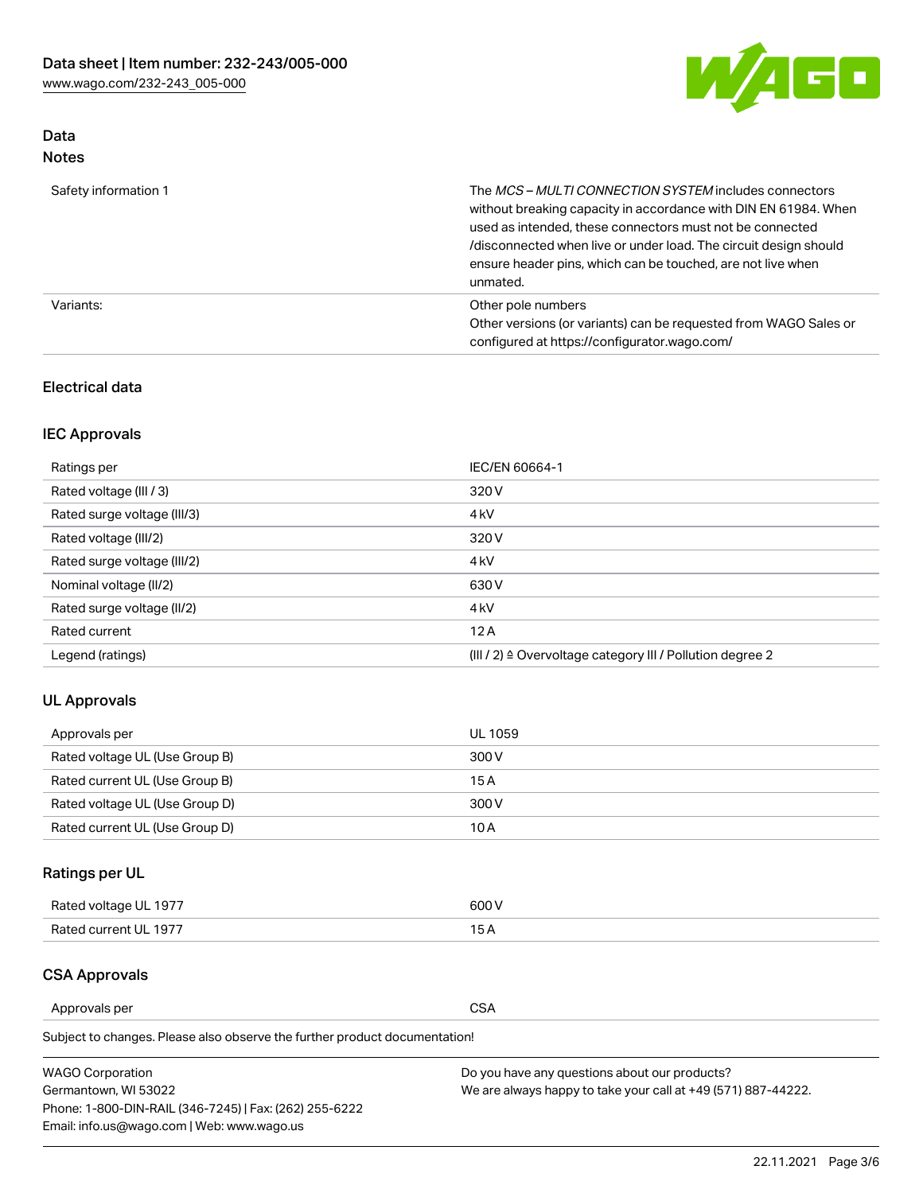## Data

### Notes

| | |
|---|---|
| Safety information 1 | The *MCS – MULTI CONNECTION SYSTEM* includes connectors without breaking capacity in accordance with DIN EN 61984. When used as intended, these connectors must not be connected /disconnected when live or under load. The circuit design should ensure header pins, which can be touched, are not live when unmated. |
| Variants: | Other pole numbers<br>Other versions (or variants) can be requested from WAGO Sales or configured at https://configurator.wago.com/ |

### Electrical data

#### IEC Approvals

| | |
|---|---|
| Ratings per | IEC/EN 60664-1 |
| Rated voltage (III / 3) | 320 V |
| Rated surge voltage (III/3) | 4 kV |
| Rated voltage (III/2) | 320 V |
| Rated surge voltage (III/2) | 4 kV |
| Nominal voltage (II/2) | 630 V |
| Rated surge voltage (II/2) | 4 kV |
| Rated current | 12 A |
| Legend (ratings) | (III / 2) ≙ Overvoltage category III / Pollution degree 2 |

#### UL Approvals

| | |
|---|---|
| Approvals per | UL 1059 |
| Rated voltage UL (Use Group B) | 300 V |
| Rated current UL (Use Group B) | 15 A |
| Rated voltage UL (Use Group D) | 300 V |
| Rated current UL (Use Group D) | 10 A |

#### Ratings per UL

| | |
|---|---|
| Rated voltage UL 1977 | 600 V |
| Rated current UL 1977 | 15 A |

#### CSA Approvals

| | |
|---|---|
| Approvals per | CSA |

Subject to changes. Please also observe the further product documentation!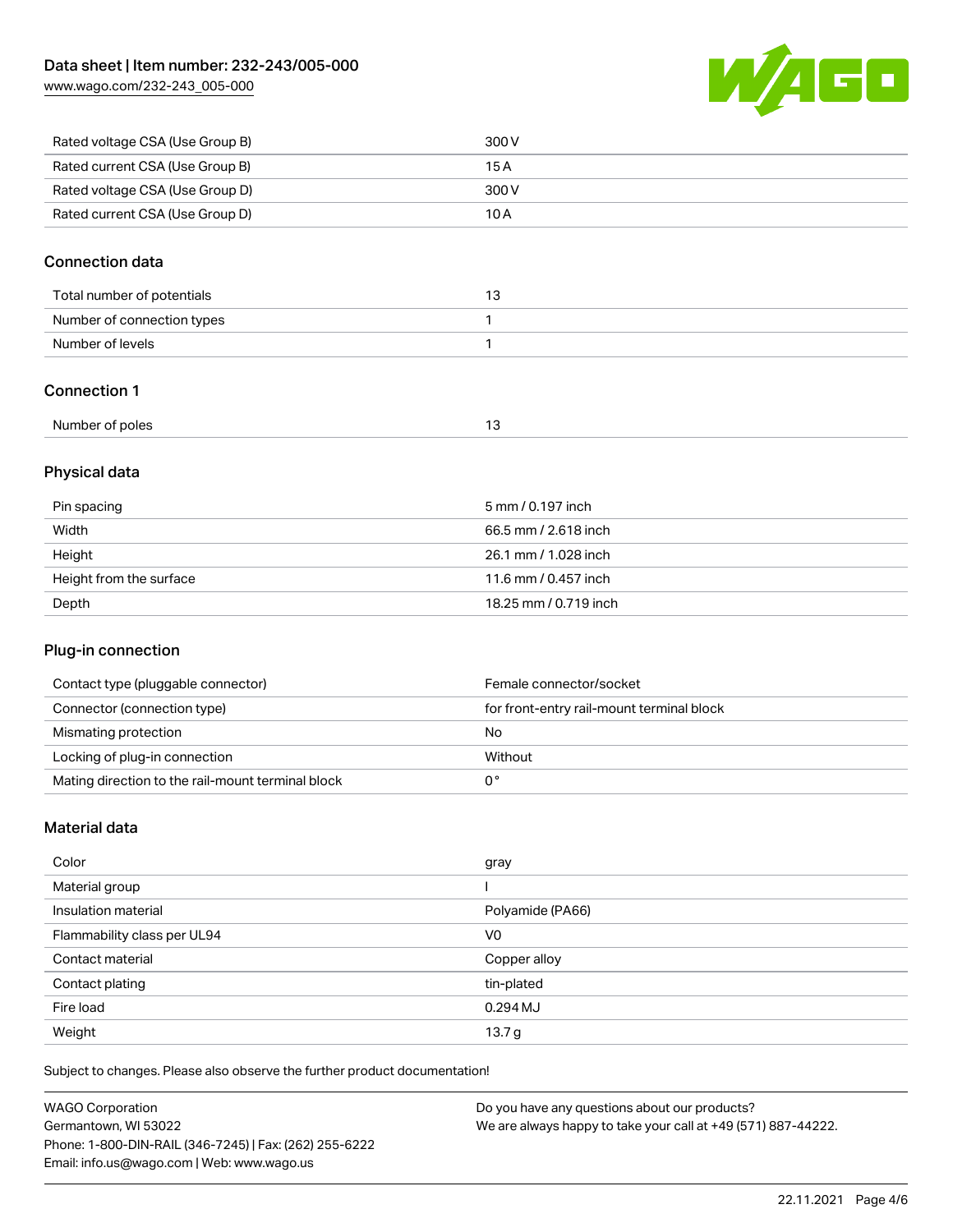| | |
|---|---|
| Rated voltage CSA (Use Group B) | 300 V |
| Rated current CSA (Use Group B) | 15 A |
| Rated voltage CSA (Use Group D) | 300 V |
| Rated current CSA (Use Group D) | 10 A |

## Connection data

| | |
|---|---|
| Total number of potentials | 13 |
| Number of connection types | 1 |
| Number of levels | 1 |

## Connection 1

| | |
|---|---|
| Number of poles | 13 |

## Physical data

| | |
|---|---|
| Pin spacing | 5 mm / 0.197 inch |
| Width | 66.5 mm / 2.618 inch |
| Height | 26.1 mm / 1.028 inch |
| Height from the surface | 11.6 mm / 0.457 inch |
| Depth | 18.25 mm / 0.719 inch |

## Plug-in connection

| | |
|---|---|
| Contact type (pluggable connector) | Female connector/socket |
| Connector (connection type) | for front-entry rail-mount terminal block |
| Mismating protection | No |
| Locking of plug-in connection | Without |
| Mating direction to the rail-mount terminal block | 0 ° |

## Material data

| | |
|---|---|
| Color | gray |
| Material group | I |
| Insulation material | Polyamide (PA66) |
| Flammability class per UL94 | V0 |
| Contact material | Copper alloy |
| Contact plating | tin-plated |
| Fire load | 0.294 MJ |
| Weight | 13.7 g |

Subject to changes. Please also observe the further product documentation!

WAGO Corporation
Germantown, WI 53022
Phone: 1-800-DIN-RAIL (346-7245) | Fax: (262) 255-6222
Email: info.us@wago.com | Web: www.wago.us

Do you have any questions about our products?
We are always happy to take your call at +49 (571) 887-44222.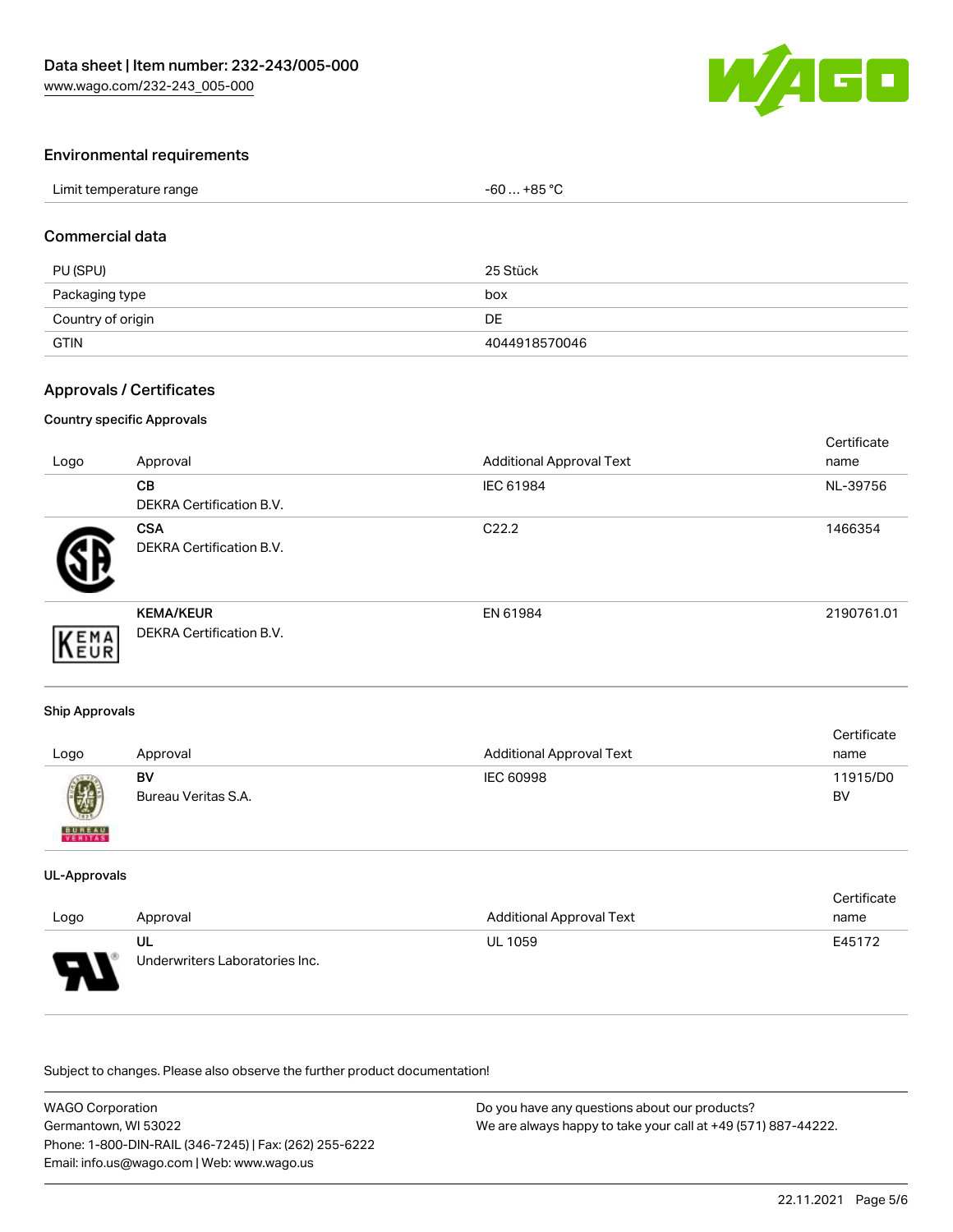## Environmental requirements

| | |
|---|---|
| Limit temperature range | -60 … +85 °C |

## Commercial data

| | |
|---|---|
| PU (SPU) | 25 Stück |
| Packaging type | box |
| Country of origin | DE |
| GTIN | 4044918570046 |

## Approvals / Certificates

### Country specific Approvals

| Logo | Approval | Additional Approval Text | Certificate name |
|---|---|---|---|
| | **CB** DEKRA Certification B.V. | IEC 61984 | NL-39756 |
| | **CSA** DEKRA Certification B.V. | C22.2 | 1466354 |
| | **KEMA/KEUR** DEKRA Certification B.V. | EN 61984 | 2190761.01 |

### Ship Approvals

| Logo | Approval | Additional Approval Text | Certificate name |
|---|---|---|---|
| | **BV** Bureau Veritas S.A. | IEC 60998 | 11915/D0 BV |

### UL-Approvals

| Logo | Approval | Additional Approval Text | Certificate name |
|---|---|---|---|
| | **UL** Underwriters Laboratories Inc. | UL 1059 | E45172 |

Subject to changes. Please also observe the further product documentation!

WAGO Corporation
Germantown, WI 53022
Phone: 1-800-DIN-RAIL (346-7245) | Fax: (262) 255-6222
Email: info.us@wago.com | Web: www.wago.us

Do you have any questions about our products?
We are always happy to take your call at +49 (571) 887-44222.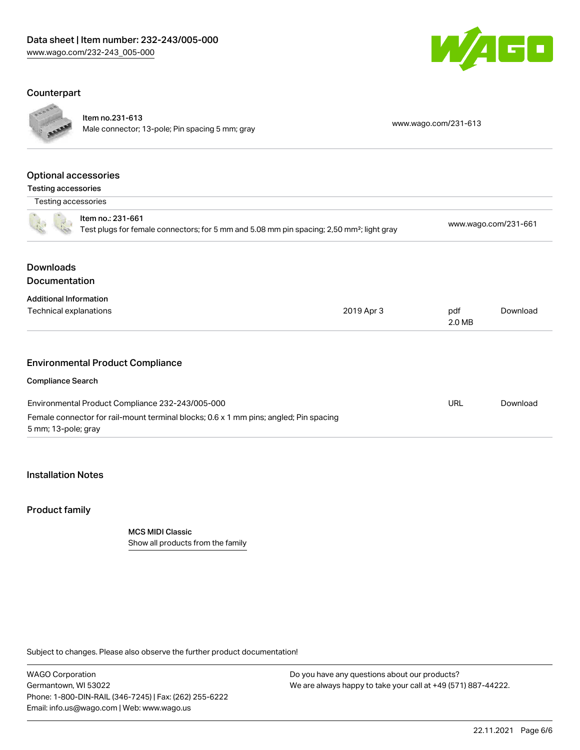## Counterpart

| | | |
|---|---|---|
| | Item no.231-613<br>Male connector; 13-pole; Pin spacing 5 mm; gray | www.wago.com/231-613 |

## Optional accessories

### Testing accessories

| Testing accessories | | |
|---|---|---|
| | Item no.: 231-661<br>Test plugs for female connectors; for 5 mm and 5.08 mm pin spacing; 2,50 mm²; light gray | www.wago.com/231-661 |

## Downloads

### Documentation

**Additional Information**

| | | | |
|---|---|---|---|
| Technical explanations | 2019 Apr 3 | pdf<br>2.0 MB | Download |

## Environmental Product Compliance

**Compliance Search**

| | | |
|---|---|---|
| Environmental Product Compliance 232-243/005-000<br>Female connector for rail-mount terminal blocks; 0.6 x 1 mm pins; angled; Pin spacing 5 mm; 13-pole; gray | URL | Download |

## Installation Notes

## Product family

**MCS MIDI Classic**
Show all products from the family

Subject to changes. Please also observe the further product documentation!

WAGO Corporation
Germantown, WI 53022
Phone: 1-800-DIN-RAIL (346-7245) | Fax: (262) 255-6222
Email: info.us@wago.com | Web: www.wago.us

Do you have any questions about our products?
We are always happy to take your call at +49 (571) 887-44222.